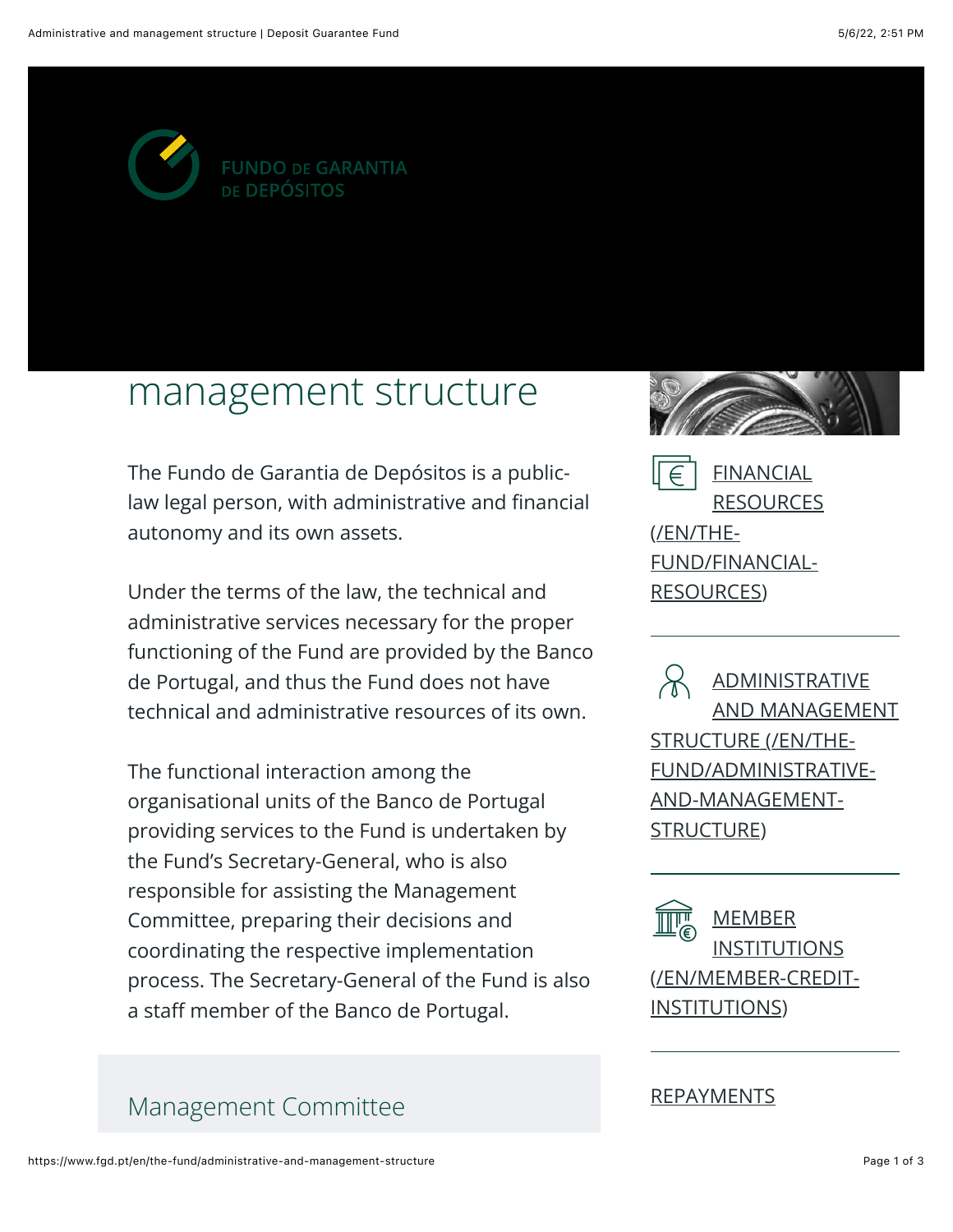FUNDO DE GARANTIA DE DEPÓSITOS

# management structure

The Fundo de Garantia de Depósitos is a public-law legal person, with administrative and financial autonomy and its own assets.

Under the terms of the law, the technical and administrative services necessary for the proper functioning of the Fund are provided by the Banco de Portugal, and thus the Fund does not have technical and administrative resources of its own.

The functional interaction among the organisational units of the Banco de Portugal providing services to the Fund is undertaken by the Fund's Secretary-General, who is also responsible for assisting the Management Committee, preparing their decisions and coordinating the respective implementation process. The Secretary-General of the Fund is also a staff member of the Banco de Portugal.

## Management Committee

[FINANCIAL RESOURCES (/EN/THE-FUND/FINANCIAL-RESOURCES)]

[ADMINISTRATIVE AND MANAGEMENT STRUCTURE (/EN/THE-FUND/ADMINISTRATIVE-AND-MANAGEMENT-STRUCTURE)]

[MEMBER INSTITUTIONS (/EN/MEMBER-CREDIT-INSTITUTIONS)]

[REPAYMENTS]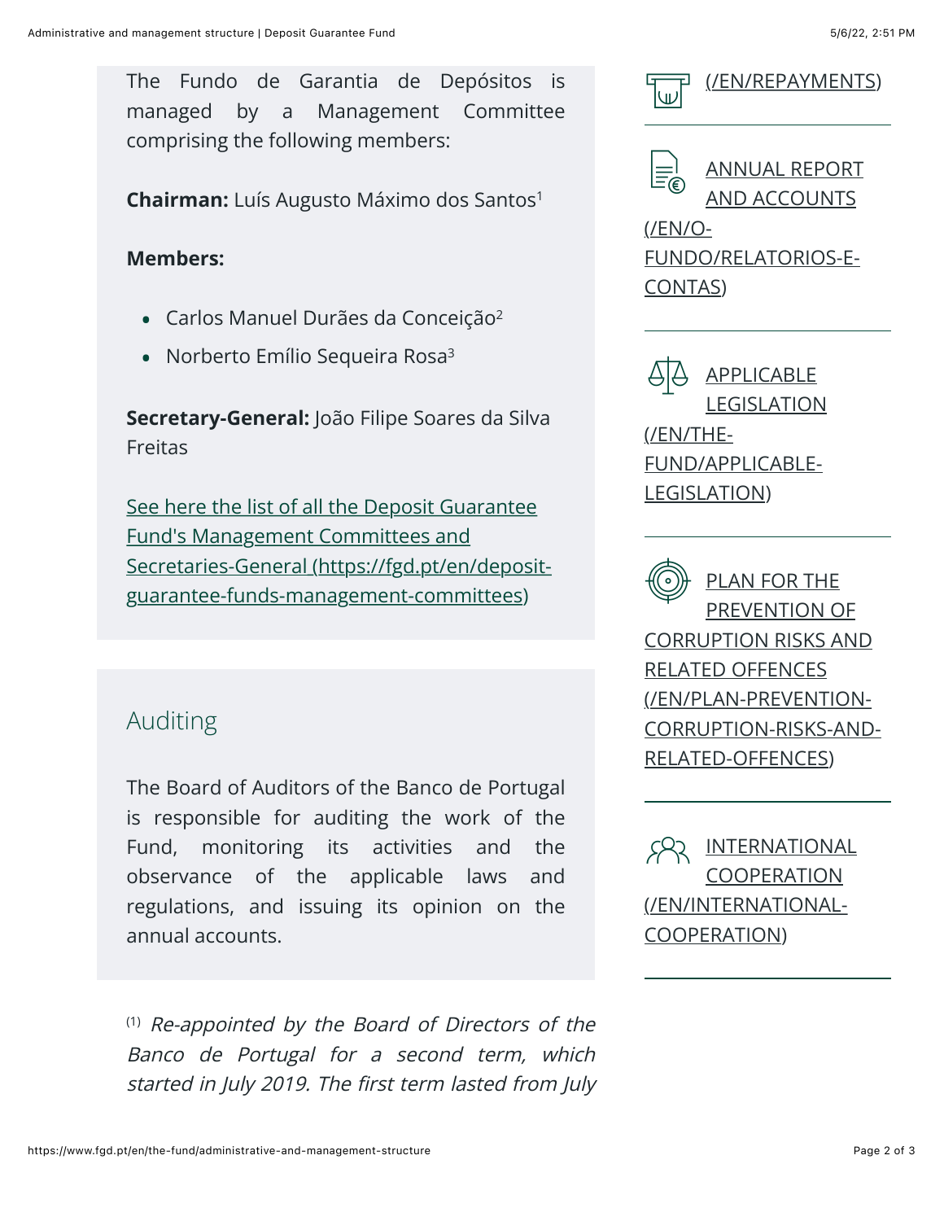The Fundo de Garantia de Depósitos is managed by a Management Committee comprising the following members:

**Chairman:** Luís Augusto Máximo dos Santos[1]

**Members:**

- Carlos Manuel Durães da Conceição[2]
- Norberto Emílio Sequeira Rosa[3]

**Secretary-General:** João Filipe Soares da Silva Freitas

[See here the list of all the Deposit Guarantee Fund's Management Committees and Secretaries-General (https://fgd.pt/en/deposit-guarantee-funds-management-committees)]

## Auditing

The Board of Auditors of the Banco de Portugal is responsible for auditing the work of the Fund, monitoring its activities and the observance of the applicable laws and regulations, and issuing its opinion on the annual accounts.

(1) *Re-appointed by the Board of Directors of the Banco de Portugal for a second term, which started in July 2019. The first term lasted from July*

(/EN/REPAYMENTS)

ANNUAL REPORT AND ACCOUNTS (/EN/O-FUNDO/RELATORIOS-E-CONTAS)

APPLICABLE LEGISLATION (/EN/THE-FUND/APPLICABLE-LEGISLATION)

PLAN FOR THE PREVENTION OF CORRUPTION RISKS AND RELATED OFFENCES (/EN/PLAN-PREVENTION-CORRUPTION-RISKS-AND-RELATED-OFFENCES)

INTERNATIONAL COOPERATION (/EN/INTERNATIONAL-COOPERATION)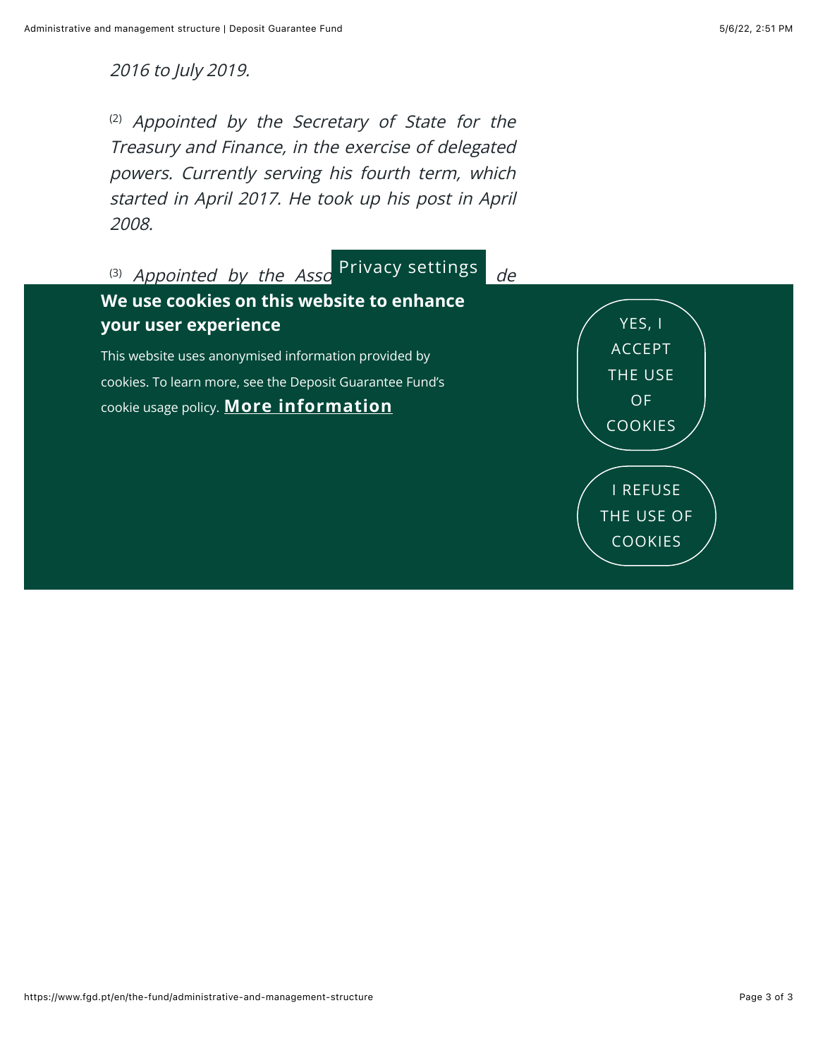*2016 to July 2019.*

[2] *Appointed by the Secretary of State for the Treasury and Finance, in the exercise of delegated powers. Currently serving his fourth term, which started in April 2017. He took up his post in April 2008.*

[3] *Appointed by the Asso* Privacy settings *de*

**We use cookies on this website to enhance your user experience**

This website uses anonymised information provided by cookies. To learn more, see the Deposit Guarantee Fund's cookie usage policy. **More information**

YES, I ACCEPT THE USE OF COOKIES

I REFUSE THE USE OF COOKIES